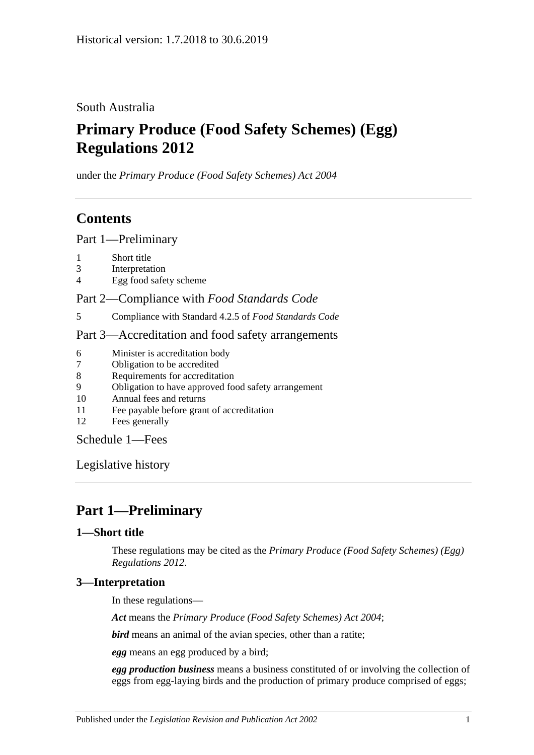Historical version: 1.7.2018 to 30.6.2019

South Australia

# Primary Produce (Food Safety Schemes) (Egg) Regulations 2012

under the *Primary Produce (Food Safety Schemes) Act 2004*

## Contents

Part 1—Preliminary

1 Short title
3 Interpretation
4 Egg food safety scheme

Part 2—Compliance with *Food Standards Code*

5 Compliance with Standard 4.2.5 of *Food Standards Code*

Part 3—Accreditation and food safety arrangements

6 Minister is accreditation body
7 Obligation to be accredited
8 Requirements for accreditation
9 Obligation to have approved food safety arrangement
10 Annual fees and returns
11 Fee payable before grant of accreditation
12 Fees generally

Schedule 1—Fees

Legislative history

## Part 1—Preliminary

### 1—Short title

These regulations may be cited as the *Primary Produce (Food Safety Schemes) (Egg) Regulations 2012*.

### 3—Interpretation

In these regulations—

***Act*** means the *Primary Produce (Food Safety Schemes) Act 2004*;

***bird*** means an animal of the avian species, other than a ratite;

***egg*** means an egg produced by a bird;

***egg production business*** means a business constituted of or involving the collection of eggs from egg-laying birds and the production of primary produce comprised of eggs;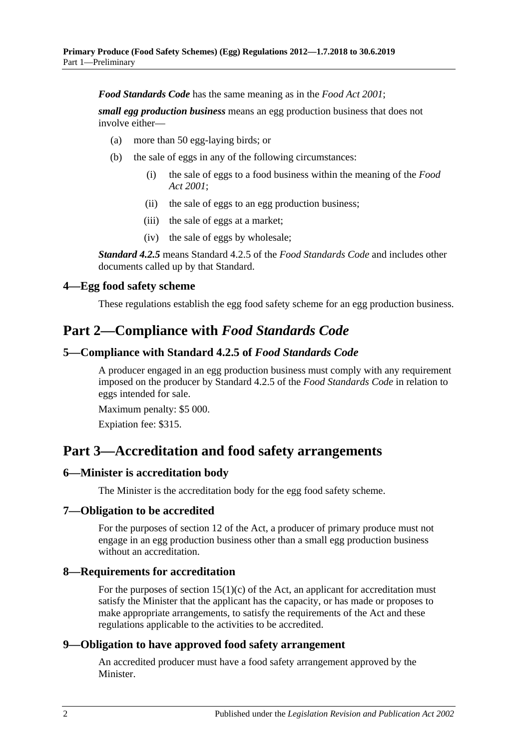***Food Standards Code*** has the same meaning as in the *Food Act 2001*;

***small egg production business*** means an egg production business that does not involve either—

(a) more than 50 egg-laying birds; or

(b) the sale of eggs in any of the following circumstances:

(i) the sale of eggs to a food business within the meaning of the *Food Act 2001*;

(ii) the sale of eggs to an egg production business;

(iii) the sale of eggs at a market;

(iv) the sale of eggs by wholesale;

***Standard 4.2.5*** means Standard 4.2.5 of the *Food Standards Code* and includes other documents called up by that Standard.

### 4—Egg food safety scheme

These regulations establish the egg food safety scheme for an egg production business.

## Part 2—Compliance with *Food Standards Code*

### 5—Compliance with Standard 4.2.5 of *Food Standards Code*

A producer engaged in an egg production business must comply with any requirement imposed on the producer by Standard 4.2.5 of the *Food Standards Code* in relation to eggs intended for sale.

Maximum penalty: $5 000.

Expiation fee: $315.

## Part 3—Accreditation and food safety arrangements

### 6—Minister is accreditation body

The Minister is the accreditation body for the egg food safety scheme.

### 7—Obligation to be accredited

For the purposes of section 12 of the Act, a producer of primary produce must not engage in an egg production business other than a small egg production business without an accreditation.

### 8—Requirements for accreditation

For the purposes of section 15(1)(c) of the Act, an applicant for accreditation must satisfy the Minister that the applicant has the capacity, or has made or proposes to make appropriate arrangements, to satisfy the requirements of the Act and these regulations applicable to the activities to be accredited.

### 9—Obligation to have approved food safety arrangement

An accredited producer must have a food safety arrangement approved by the Minister.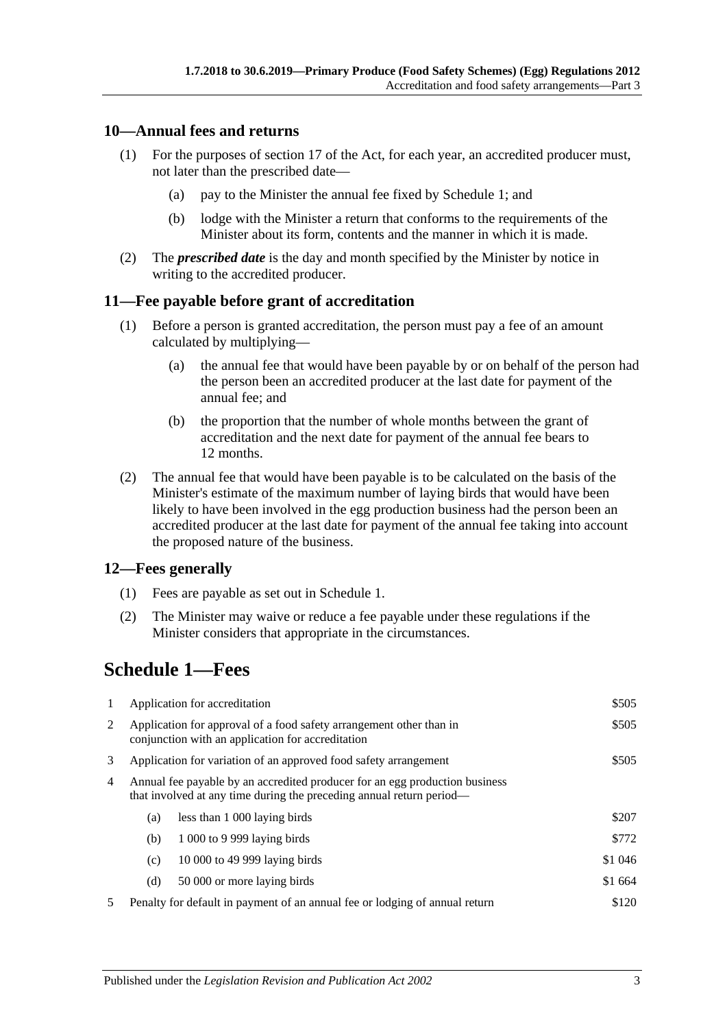## 10—Annual fees and returns

(1) For the purposes of section 17 of the Act, for each year, an accredited producer must, not later than the prescribed date—

(a) pay to the Minister the annual fee fixed by Schedule 1; and

(b) lodge with the Minister a return that conforms to the requirements of the Minister about its form, contents and the manner in which it is made.

(2) The ***prescribed date*** is the day and month specified by the Minister by notice in writing to the accredited producer.

## 11—Fee payable before grant of accreditation

(1) Before a person is granted accreditation, the person must pay a fee of an amount calculated by multiplying—

(a) the annual fee that would have been payable by or on behalf of the person had the person been an accredited producer at the last date for payment of the annual fee; and

(b) the proportion that the number of whole months between the grant of accreditation and the next date for payment of the annual fee bears to 12 months.

(2) The annual fee that would have been payable is to be calculated on the basis of the Minister's estimate of the maximum number of laying birds that would have been likely to have been involved in the egg production business had the person been an accredited producer at the last date for payment of the annual fee taking into account the proposed nature of the business.

## 12—Fees generally

(1) Fees are payable as set out in Schedule 1.

(2) The Minister may waive or reduce a fee payable under these regulations if the Minister considers that appropriate in the circumstances.

# Schedule 1—Fees

| | | | |
|---|---|---|---|
| 1 | Application for accreditation | | \$505 |
| 2 | Application for approval of a food safety arrangement other than in conjunction with an application for accreditation | | \$505 |
| 3 | Application for variation of an approved food safety arrangement | | \$505 |
| 4 | Annual fee payable by an accredited producer for an egg production business that involved at any time during the preceding annual return period— | | |
| | (a) | less than 1 000 laying birds | \$207 |
| | (b) | 1 000 to 9 999 laying birds | \$772 |
| | (c) | 10 000 to 49 999 laying birds | \$1 046 |
| | (d) | 50 000 or more laying birds | \$1 664 |
| 5 | Penalty for default in payment of an annual fee or lodging of annual return | | \$120 |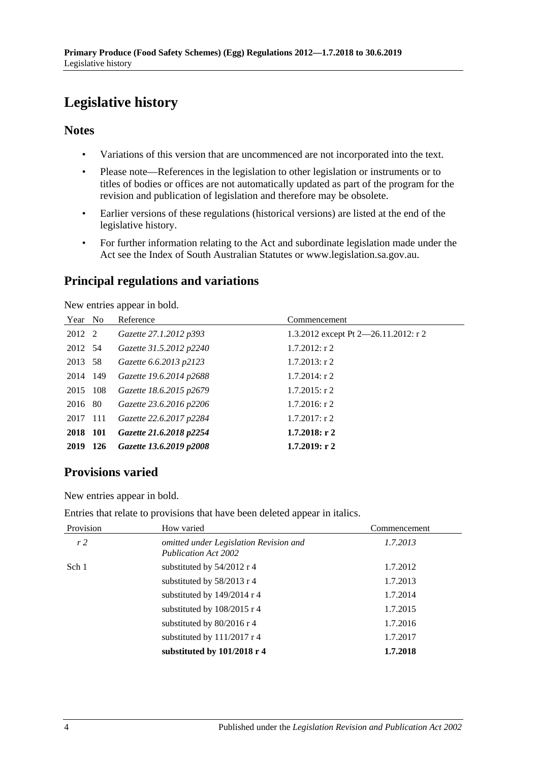# Legislative history

## Notes

- Variations of this version that are uncommenced are not incorporated into the text.
- Please note—References in the legislation to other legislation or instruments or to titles of bodies or offices are not automatically updated as part of the program for the revision and publication of legislation and therefore may be obsolete.
- Earlier versions of these regulations (historical versions) are listed at the end of the legislative history.
- For further information relating to the Act and subordinate legislation made under the Act see the Index of South Australian Statutes or www.legislation.sa.gov.au.

## Principal regulations and variations

New entries appear in bold.

| Year | No | Reference | Commencement |
|---|---|---|---|
| 2012 | 2 | *Gazette 27.1.2012 p393* | 1.3.2012 except Pt 2—26.11.2012: r 2 |
| 2012 | 54 | *Gazette 31.5.2012 p2240* | 1.7.2012: r 2 |
| 2013 | 58 | *Gazette 6.6.2013 p2123* | 1.7.2013: r 2 |
| 2014 | 149 | *Gazette 19.6.2014 p2688* | 1.7.2014: r 2 |
| 2015 | 108 | *Gazette 18.6.2015 p2679* | 1.7.2015: r 2 |
| 2016 | 80 | *Gazette 23.6.2016 p2206* | 1.7.2016: r 2 |
| 2017 | 111 | *Gazette 22.6.2017 p2284* | 1.7.2017: r 2 |
| **2018** | **101** | ***Gazette 21.6.2018 p2254*** | **1.7.2018: r 2** |
| **2019** | **126** | ***Gazette 13.6.2019 p2008*** | **1.7.2019: r 2** |

## Provisions varied

New entries appear in bold.

Entries that relate to provisions that have been deleted appear in italics.

| Provision | How varied | Commencement |
|---|---|---|
| *r 2* | *omitted under Legislation Revision and Publication Act 2002* | *1.7.2013* |
| Sch 1 | substituted by 54/2012 r 4 | 1.7.2012 |
| | substituted by 58/2013 r 4 | 1.7.2013 |
| | substituted by 149/2014 r 4 | 1.7.2014 |
| | substituted by 108/2015 r 4 | 1.7.2015 |
| | substituted by 80/2016 r 4 | 1.7.2016 |
| | substituted by 111/2017 r 4 | 1.7.2017 |
| | **substituted by 101/2018 r 4** | **1.7.2018** |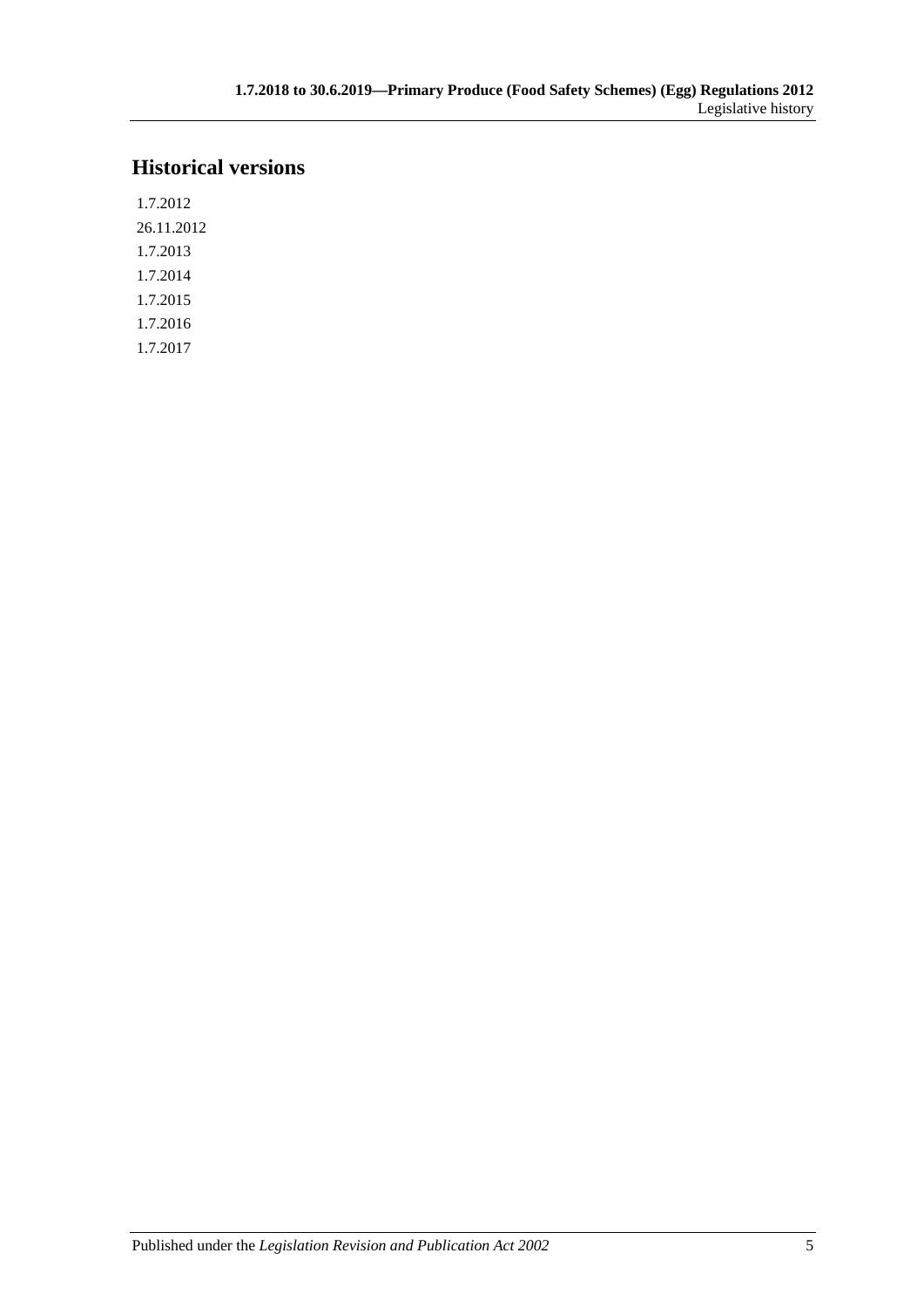## Historical versions

1.7.2012

26.11.2012

1.7.2013

1.7.2014

1.7.2015

1.7.2016

1.7.2017